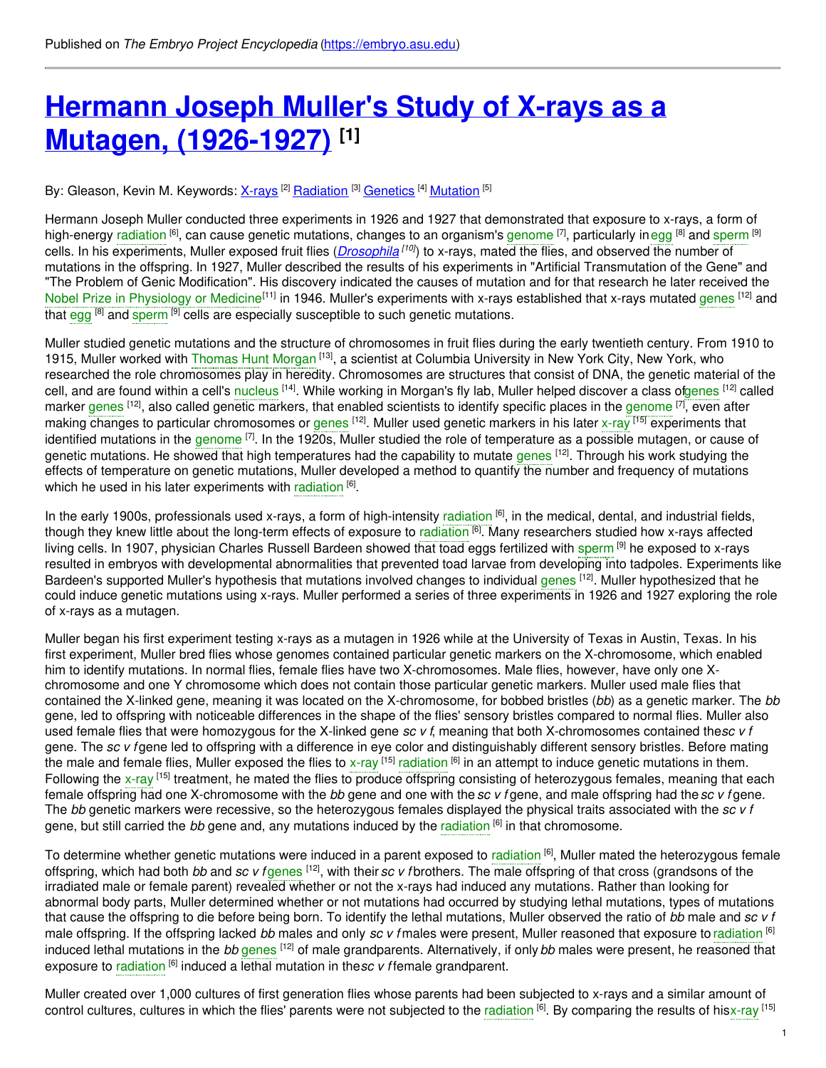Published on *The Embryo Project Encyclopedia* (https://embryo.asu.edu)

# Hermann Joseph Muller's Study of X-rays as a Mutagen, (1926-1927) [1]

By: Gleason, Kevin M. Keywords: X-rays [2] Radiation [3] Genetics [4] Mutation [5]

Hermann Joseph Muller conducted three experiments in 1926 and 1927 that demonstrated that exposure to x-rays, a form of high-energy radiation [6], can cause genetic mutations, changes to an organism's genome [7], particularly in egg [8] and sperm [9] cells. In his experiments, Muller exposed fruit flies (*Drosophila* [10]) to x-rays, mated the flies, and observed the number of mutations in the offspring. In 1927, Muller described the results of his experiments in "Artificial Transmutation of the Gene" and "The Problem of Genic Modification". His discovery indicated the causes of mutation and for that research he later received the Nobel Prize in Physiology or Medicine[11] in 1946. Muller's experiments with x-rays established that x-rays mutated genes [12] and that egg [8] and sperm [9] cells are especially susceptible to such genetic mutations.

Muller studied genetic mutations and the structure of chromosomes in fruit flies during the early twentieth century. From 1910 to 1915, Muller worked with Thomas Hunt Morgan [13], a scientist at Columbia University in New York City, New York, who researched the role chromosomes play in heredity. Chromosomes are structures that consist of DNA, the genetic material of the cell, and are found within a cell's nucleus [14]. While working in Morgan's fly lab, Muller helped discover a class of genes [12] called marker genes [12], also called genetic markers, that enabled scientists to identify specific places in the genome [7], even after making changes to particular chromosomes or genes [12]. Muller used genetic markers in his later x-ray [15] experiments that identified mutations in the genome [7]. In the 1920s, Muller studied the role of temperature as a possible mutagen, or cause of genetic mutations. He showed that high temperatures had the capability to mutate genes [12]. Through his work studying the effects of temperature on genetic mutations, Muller developed a method to quantify the number and frequency of mutations which he used in his later experiments with radiation [6].

In the early 1900s, professionals used x-rays, a form of high-intensity radiation [6], in the medical, dental, and industrial fields, though they knew little about the long-term effects of exposure to radiation [6]. Many researchers studied how x-rays affected living cells. In 1907, physician Charles Russell Bardeen showed that toad eggs fertilized with sperm [9] he exposed to x-rays resulted in embryos with developmental abnormalities that prevented toad larvae from developing into tadpoles. Experiments like Bardeen's supported Muller's hypothesis that mutations involved changes to individual genes [12]. Muller hypothesized that he could induce genetic mutations using x-rays. Muller performed a series of three experiments in 1926 and 1927 exploring the role of x-rays as a mutagen.

Muller began his first experiment testing x-rays as a mutagen in 1926 while at the University of Texas in Austin, Texas. In his first experiment, Muller bred flies whose genomes contained particular genetic markers on the X-chromosome, which enabled him to identify mutations. In normal flies, female flies have two X-chromosomes. Male flies, however, have only one X-chromosome and one Y chromosome which does not contain those particular genetic markers. Muller used male flies that contained the X-linked gene, meaning it was located on the X-chromosome, for bobbed bristles (*bb*) as a genetic marker. The *bb* gene, led to offspring with noticeable differences in the shape of the flies' sensory bristles compared to normal flies. Muller also used female flies that were homozygous for the X-linked gene *sc v f*, meaning that both X-chromosomes contained the *sc v f* gene. The *sc v f* gene led to offspring with a difference in eye color and distinguishably different sensory bristles. Before mating the male and female flies, Muller exposed the flies to x-ray [15] radiation [6] in an attempt to induce genetic mutations in them. Following the x-ray [15] treatment, he mated the flies to produce offspring consisting of heterozygous females, meaning that each female offspring had one X-chromosome with the *bb* gene and one with the *sc v f* gene, and male offspring had the *sc v f* gene. The *bb* genetic markers were recessive, so the heterozygous females displayed the physical traits associated with the *sc v f* gene, but still carried the *bb* gene and, any mutations induced by the radiation [6] in that chromosome.

To determine whether genetic mutations were induced in a parent exposed to radiation [6], Muller mated the heterozygous female offspring, which had both *bb* and *sc v f* genes [12], with their *sc v f* brothers. The male offspring of that cross (grandsons of the irradiated male or female parent) revealed whether or not the x-rays had induced any mutations. Rather than looking for abnormal body parts, Muller determined whether or not mutations had occurred by studying lethal mutations, types of mutations that cause the offspring to die before being born. To identify the lethal mutations, Muller observed the ratio of *bb* male and *sc v f* male offspring. If the offspring lacked *bb* males and only *sc v f* males were present, Muller reasoned that exposure to radiation [6] induced lethal mutations in the *bb* genes [12] of male grandparents. Alternatively, if only *bb* males were present, he reasoned that exposure to radiation [6] induced a lethal mutation in the *sc v f* female grandparent.

Muller created over 1,000 cultures of first generation flies whose parents had been subjected to x-rays and a similar amount of control cultures, cultures in which the flies' parents were not subjected to the radiation [6]. By comparing the results of his x-ray [15]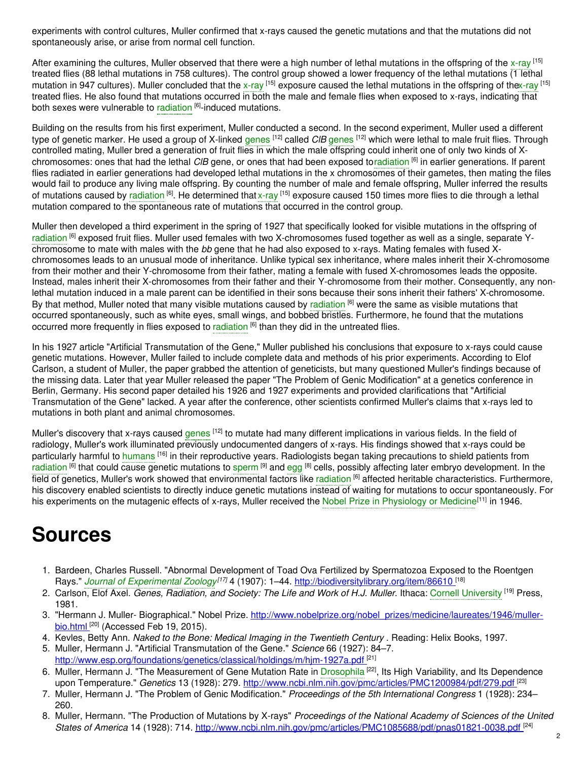experiments with control cultures, Muller confirmed that x-rays caused the genetic mutations and that the mutations did not spontaneously arise, or arise from normal cell function.

After examining the cultures, Muller observed that there were a high number of lethal mutations in the offspring of the x-ray [15] treated flies (88 lethal mutations in 758 cultures). The control group showed a lower frequency of the lethal mutations (1 lethal mutation in 947 cultures). Muller concluded that the x-ray [15] exposure caused the lethal mutations in the offspring of the x-ray [15] treated flies. He also found that mutations occurred in both the male and female flies when exposed to x-rays, indicating that both sexes were vulnerable to radiation [6]-induced mutations.

Building on the results from his first experiment, Muller conducted a second. In the second experiment, Muller used a different type of genetic marker. He used a group of X-linked genes [12] called *ClB* genes [12] which were lethal to male fruit flies. Through controlled mating, Muller bred a generation of fruit flies in which the male offspring could inherit one of only two kinds of X-chromosomes: ones that had the lethal *ClB* gene, or ones that had been exposed to radiation [6] in earlier generations. If parent flies radiated in earlier generations had developed lethal mutations in the x chromosomes of their gametes, then mating the files would fail to produce any living male offspring. By counting the number of male and female offspring, Muller inferred the results of mutations caused by radiation [6]. He determined that x-ray [15] exposure caused 150 times more flies to die through a lethal mutation compared to the spontaneous rate of mutations that occurred in the control group.

Muller then developed a third experiment in the spring of 1927 that specifically looked for visible mutations in the offspring of radiation [6] exposed fruit flies. Muller used females with two X-chromosomes fused together as well as a single, separate Y-chromosome to mate with males with the *bb* gene that he had also exposed to x-rays. Mating females with fused X-chromosomes leads to an unusual mode of inheritance. Unlike typical sex inheritance, where males inherit their X-chromosome from their mother and their Y-chromosome from their father, mating a female with fused X-chromosomes leads the opposite. Instead, males inherit their X-chromosomes from their father and their Y-chromosome from their mother. Consequently, any non-lethal mutation induced in a male parent can be identified in their sons because their sons inherit their fathers' X-chromosome. By that method, Muller noted that many visible mutations caused by radiation [6] were the same as visible mutations that occurred spontaneously, such as white eyes, small wings, and bobbed bristles. Furthermore, he found that the mutations occurred more frequently in flies exposed to radiation [6] than they did in the untreated flies.

In his 1927 article "Artificial Transmutation of the Gene," Muller published his conclusions that exposure to x-rays could cause genetic mutations. However, Muller failed to include complete data and methods of his prior experiments. According to Elof Carlson, a student of Muller, the paper grabbed the attention of geneticists, but many questioned Muller's findings because of the missing data. Later that year Muller released the paper "The Problem of Genic Modification" at a genetics conference in Berlin, Germany. His second paper detailed his 1926 and 1927 experiments and provided clarifications that "Artificial Transmutation of the Gene" lacked. A year after the conference, other scientists confirmed Muller's claims that x-rays led to mutations in both plant and animal chromosomes.

Muller's discovery that x-rays caused genes [12] to mutate had many different implications in various fields. In the field of radiology, Muller's work illuminated previously undocumented dangers of x-rays. His findings showed that x-rays could be particularly harmful to humans [16] in their reproductive years. Radiologists began taking precautions to shield patients from radiation [6] that could cause genetic mutations to sperm [9] and egg [8] cells, possibly affecting later embryo development. In the field of genetics, Muller's work showed that environmental factors like radiation [6] affected heritable characteristics. Furthermore, his discovery enabled scientists to directly induce genetic mutations instead of waiting for mutations to occur spontaneously. For his experiments on the mutagenic effects of x-rays, Muller received the Nobel Prize in Physiology or Medicine [11] in 1946.

# Sources

1. Bardeen, Charles Russell. "Abnormal Development of Toad Ova Fertilized by Spermatozoa Exposed to the Roentgen Rays." *Journal of Experimental Zoology* [17] 4 (1907): 1–44. http://biodiversitylibrary.org/item/86610 [18]
2. Carlson, Elof Axel. *Genes, Radiation, and Society: The Life and Work of H.J. Muller*. Ithaca: Cornell University [19] Press, 1981.
3. "Hermann J. Muller- Biographical." Nobel Prize. http://www.nobelprize.org/nobel_prizes/medicine/laureates/1946/muller-bio.html [20] (Accessed Feb 19, 2015).
4. Kevles, Betty Ann. *Naked to the Bone: Medical Imaging in the Twentieth Century* . Reading: Helix Books, 1997.
5. Muller, Hermann J. "Artificial Transmutation of the Gene." *Science* 66 (1927): 84–7. http://www.esp.org/foundations/genetics/classical/holdings/m/hjm-1927a.pdf [21]
6. Muller, Hermann J. "The Measurement of Gene Mutation Rate in Drosophila [22], Its High Variability, and Its Dependence upon Temperature." *Genetics* 13 (1928): 279. http://www.ncbi.nlm.nih.gov/pmc/articles/PMC1200984/pdf/279.pdf [23]
7. Muller, Hermann J. "The Problem of Genic Modification." *Proceedings of the 5th International Congress* 1 (1928): 234–260.
8. Muller, Hermann. "The Production of Mutations by X-rays" *Proceedings of the National Academy of Sciences of the United States of America* 14 (1928): 714. http://www.ncbi.nlm.nih.gov/pmc/articles/PMC1085688/pdf/pnas01821-0038.pdf [24]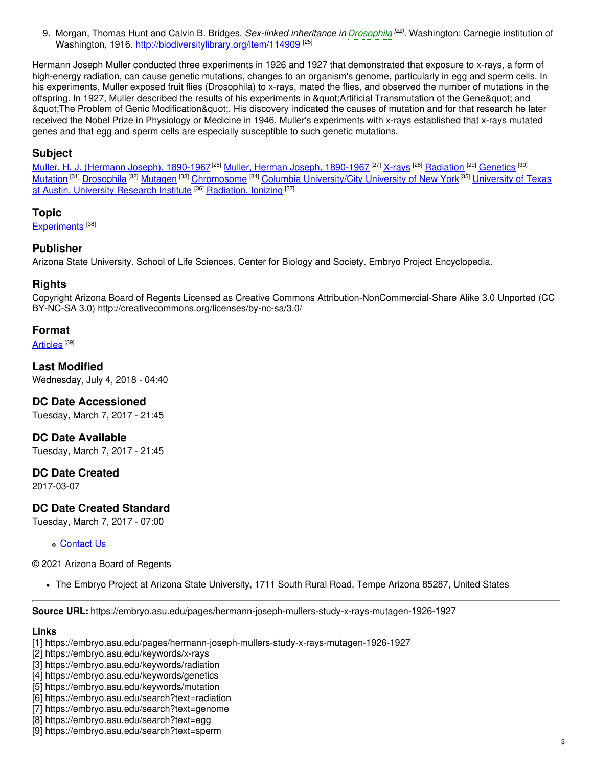9. Morgan, Thomas Hunt and Calvin B. Bridges. *Sex-linked inheritance in Drosophila* [22]. Washington: Carnegie institution of Washington, 1916. http://biodiversitylibrary.org/item/114909 [25]

Hermann Joseph Muller conducted three experiments in 1926 and 1927 that demonstrated that exposure to x-rays, a form of high-energy radiation, can cause genetic mutations, changes to an organism's genome, particularly in egg and sperm cells. In his experiments, Muller exposed fruit flies (Drosophila) to x-rays, mated the flies, and observed the number of mutations in the offspring. In 1927, Muller described the results of his experiments in &quot;Artificial Transmutation of the Gene&quot; and &quot;The Problem of Genic Modification&quot;. His discovery indicated the causes of mutation and for that research he later received the Nobel Prize in Physiology or Medicine in 1946. Muller's experiments with x-rays established that x-rays mutated genes and that egg and sperm cells are especially susceptible to such genetic mutations.

## Subject

Muller, H. J. (Hermann Joseph), 1890-1967 [26] Muller, Herman Joseph, 1890-1967 [27] X-rays [28] Radiation [29] Genetics [30] Mutation [31] Drosophila [32] Mutagen [33] Chromosome [34] Columbia University/City University of New York [35] University of Texas at Austin. University Research Institute [36] Radiation, Ionizing [37]

## Topic

Experiments [38]

## Publisher

Arizona State University. School of Life Sciences. Center for Biology and Society. Embryo Project Encyclopedia.

## Rights

Copyright Arizona Board of Regents Licensed as Creative Commons Attribution-NonCommercial-Share Alike 3.0 Unported (CC BY-NC-SA 3.0) http://creativecommons.org/licenses/by-nc-sa/3.0/

## Format

Articles [39]

## Last Modified

Wednesday, July 4, 2018 - 04:40

## DC Date Accessioned

Tuesday, March 7, 2017 - 21:45

## DC Date Available

Tuesday, March 7, 2017 - 21:45

## DC Date Created

2017-03-07

## DC Date Created Standard

Tuesday, March 7, 2017 - 07:00

- Contact Us

© 2021 Arizona Board of Regents

- The Embryo Project at Arizona State University, 1711 South Rural Road, Tempe Arizona 85287, United States

---

**Source URL:** https://embryo.asu.edu/pages/hermann-joseph-mullers-study-x-rays-mutagen-1926-1927

**Links**

[1] https://embryo.asu.edu/pages/hermann-joseph-mullers-study-x-rays-mutagen-1926-1927
[2] https://embryo.asu.edu/keywords/x-rays
[3] https://embryo.asu.edu/keywords/radiation
[4] https://embryo.asu.edu/keywords/genetics
[5] https://embryo.asu.edu/keywords/mutation
[6] https://embryo.asu.edu/search?text=radiation
[7] https://embryo.asu.edu/search?text=genome
[8] https://embryo.asu.edu/search?text=egg
[9] https://embryo.asu.edu/search?text=sperm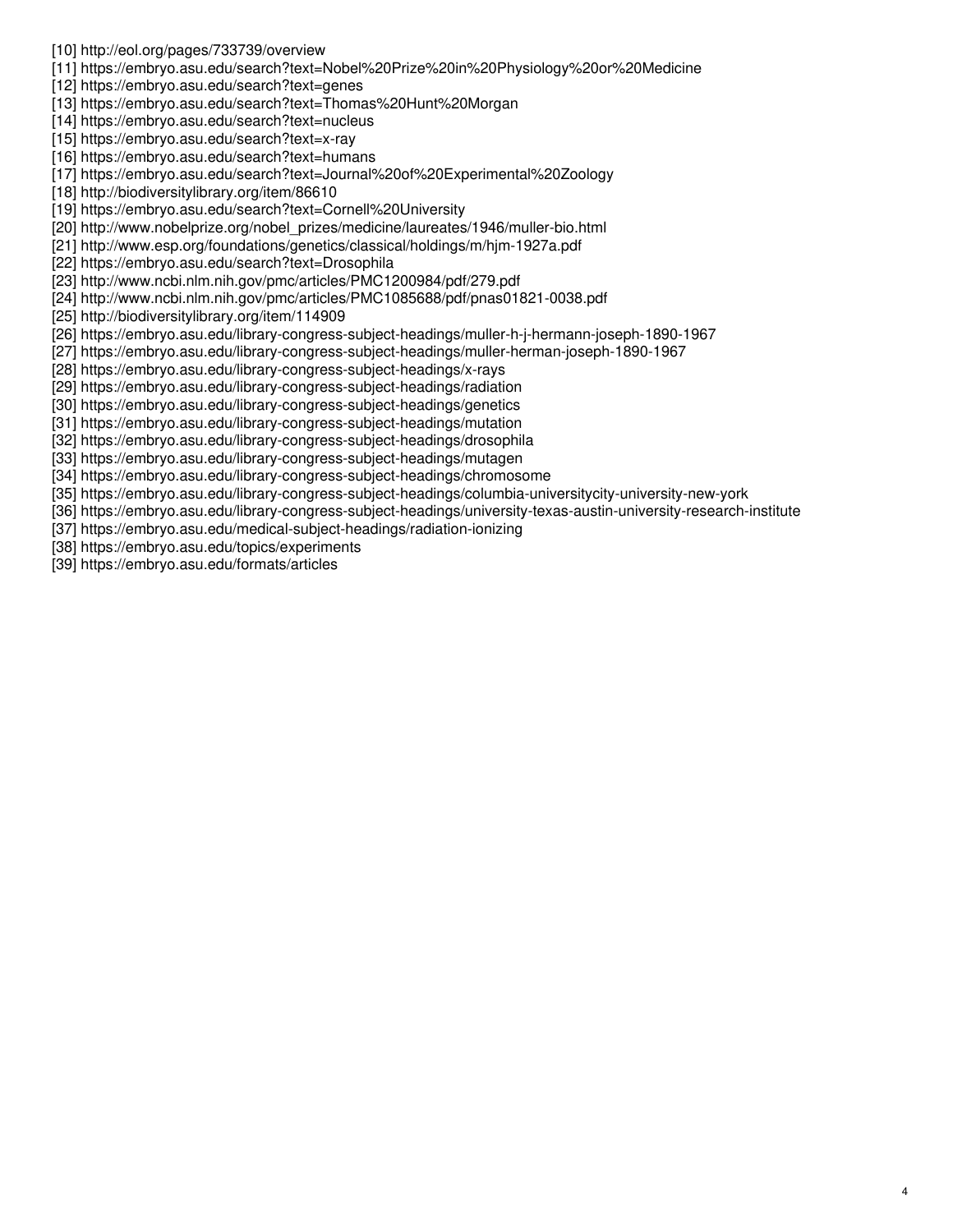[10] http://eol.org/pages/733739/overview
[11] https://embryo.asu.edu/search?text=Nobel%20Prize%20in%20Physiology%20or%20Medicine
[12] https://embryo.asu.edu/search?text=genes
[13] https://embryo.asu.edu/search?text=Thomas%20Hunt%20Morgan
[14] https://embryo.asu.edu/search?text=nucleus
[15] https://embryo.asu.edu/search?text=x-ray
[16] https://embryo.asu.edu/search?text=humans
[17] https://embryo.asu.edu/search?text=Journal%20of%20Experimental%20Zoology
[18] http://biodiversitylibrary.org/item/86610
[19] https://embryo.asu.edu/search?text=Cornell%20University
[20] http://www.nobelprize.org/nobel_prizes/medicine/laureates/1946/muller-bio.html
[21] http://www.esp.org/foundations/genetics/classical/holdings/m/hjm-1927a.pdf
[22] https://embryo.asu.edu/search?text=Drosophila
[23] http://www.ncbi.nlm.nih.gov/pmc/articles/PMC1200984/pdf/279.pdf
[24] http://www.ncbi.nlm.nih.gov/pmc/articles/PMC1085688/pdf/pnas01821-0038.pdf
[25] http://biodiversitylibrary.org/item/114909
[26] https://embryo.asu.edu/library-congress-subject-headings/muller-h-j-hermann-joseph-1890-1967
[27] https://embryo.asu.edu/library-congress-subject-headings/muller-herman-joseph-1890-1967
[28] https://embryo.asu.edu/library-congress-subject-headings/x-rays
[29] https://embryo.asu.edu/library-congress-subject-headings/radiation
[30] https://embryo.asu.edu/library-congress-subject-headings/genetics
[31] https://embryo.asu.edu/library-congress-subject-headings/mutation
[32] https://embryo.asu.edu/library-congress-subject-headings/drosophila
[33] https://embryo.asu.edu/library-congress-subject-headings/mutagen
[34] https://embryo.asu.edu/library-congress-subject-headings/chromosome
[35] https://embryo.asu.edu/library-congress-subject-headings/columbia-universitycity-university-new-york
[36] https://embryo.asu.edu/library-congress-subject-headings/university-texas-austin-university-research-institute
[37] https://embryo.asu.edu/medical-subject-headings/radiation-ionizing
[38] https://embryo.asu.edu/topics/experiments
[39] https://embryo.asu.edu/formats/articles